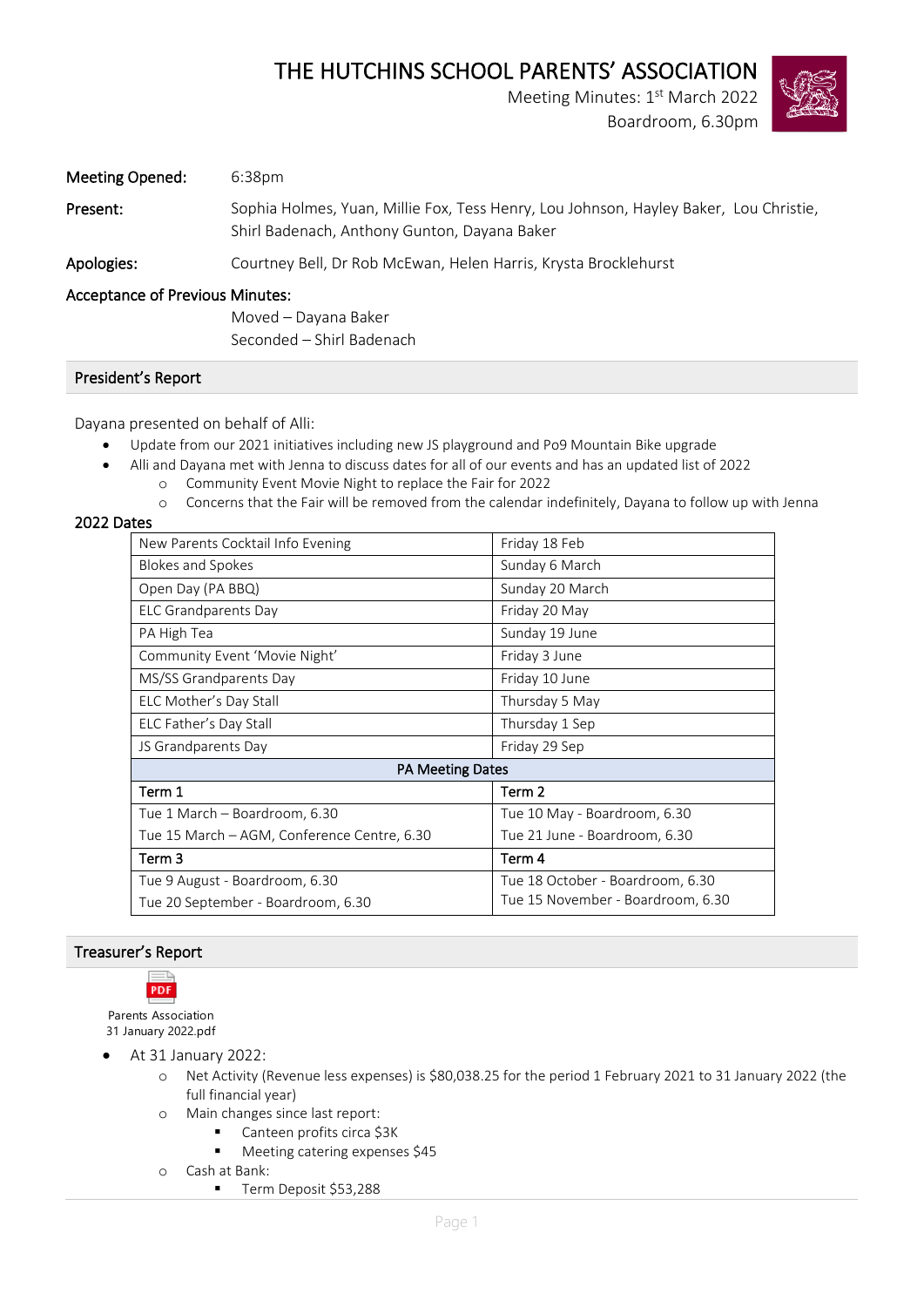# THE HUTCHINS SCHOOL PARENTS' ASSOCIATION

Meeting Minutes: 1st March 2022
Boardroom, 6.30pm

**Meeting Opened:** 6:38pm

**Present:** Sophia Holmes, Yuan, Millie Fox, Tess Henry, Lou Johnson, Hayley Baker, Lou Christie, Shirl Badenach, Anthony Gunton, Dayana Baker

**Apologies:** Courtney Bell, Dr Rob McEwan, Helen Harris, Krysta Brocklehurst

**Acceptance of Previous Minutes:**

Moved – Dayana Baker
Seconded – Shirl Badenach

## President's Report

Dayana presented on behalf of Alli:

- Update from our 2021 initiatives including new JS playground and Po9 Mountain Bike upgrade
- Alli and Dayana met with Jenna to discuss dates for all of our events and has an updated list of 2022
  - Community Event Movie Night to replace the Fair for 2022
  - Concerns that the Fair will be removed from the calendar indefinitely, Dayana to follow up with Jenna

### 2022 Dates

| | |
|---|---|
| New Parents Cocktail Info Evening | Friday 18 Feb |
| Blokes and Spokes | Sunday 6 March |
| Open Day (PA BBQ) | Sunday 20 March |
| ELC Grandparents Day | Friday 20 May |
| PA High Tea | Sunday 19 June |
| Community Event 'Movie Night' | Friday 3 June |
| MS/SS Grandparents Day | Friday 10 June |
| ELC Mother's Day Stall | Thursday 5 May |
| ELC Father's Day Stall | Thursday 1 Sep |
| JS Grandparents Day | Friday 29 Sep |
| **PA Meeting Dates** | |
| **Term 1** | **Term 2** |
| Tue 1 March – Boardroom, 6.30<br>Tue 15 March – AGM, Conference Centre, 6.30 | Tue 10 May - Boardroom, 6.30<br>Tue 21 June - Boardroom, 6.30 |
| **Term 3** | **Term 4** |
| Tue 9 August - Boardroom, 6.30<br>Tue 20 September - Boardroom, 6.30 | Tue 18 October - Boardroom, 6.30<br>Tue 15 November - Boardroom, 6.30 |

## Treasurer's Report

Parents Association 31 January 2022.pdf

- At 31 January 2022:
  - Net Activity (Revenue less expenses) is $80,038.25 for the period 1 February 2021 to 31 January 2022 (the full financial year)
  - Main changes since last report:
    - Canteen profits circa $3K
    - Meeting catering expenses $45
  - Cash at Bank:
    - Term Deposit $53,288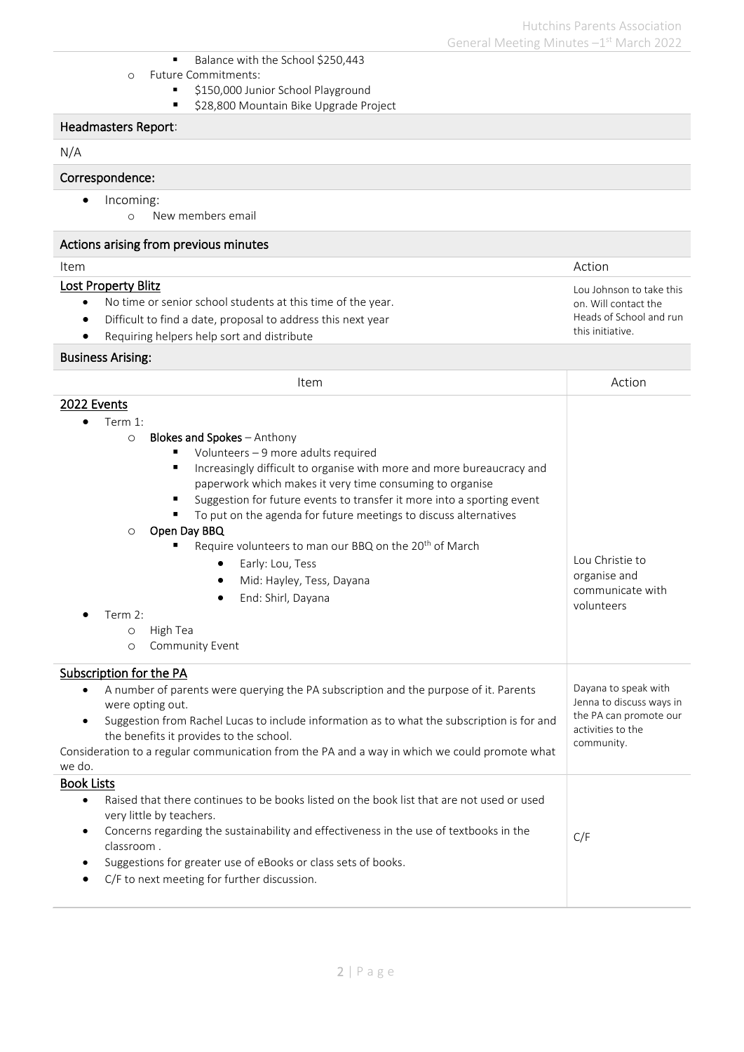- Balance with the School $250,443
    - Future Commitments:
        - $150,000 Junior School Playground
        - $28,800 Mountain Bike Upgrade Project

## Headmasters Report:

N/A

## Correspondence:

- Incoming:
    - New members email

## Actions arising from previous minutes

| Item | Action |
|---|---|
| **Lost Property Blitz**<br>• No time or senior school students at this time of the year.<br>• Difficult to find a date, proposal to address this next year<br>• Requiring helpers help sort and distribute | Lou Johnson to take this on. Will contact the Heads of School and run this initiative. |

## Business Arising:

| Item | Action |
|---|---|
| **2022 Events**<br>• Term 1:<br>  ○ **Blokes and Spokes** – Anthony<br>    ▪ Volunteers – 9 more adults required<br>    ▪ Increasingly difficult to organise with more and more bureaucracy and paperwork which makes it very time consuming to organise<br>    ▪ Suggestion for future events to transfer it more into a sporting event<br>    ▪ To put on the agenda for future meetings to discuss alternatives<br>  ○ **Open Day BBQ**<br>    ▪ Require volunteers to man our BBQ on the 20th of March<br>      • Early: Lou, Tess<br>      • Mid: Hayley, Tess, Dayana<br>      • End: Shirl, Dayana<br>• Term 2:<br>  ○ High Tea<br>  ○ Community Event | Lou Christie to organise and communicate with volunteers |
| **Subscription for the PA**<br>• A number of parents were querying the PA subscription and the purpose of it. Parents were opting out.<br>• Suggestion from Rachel Lucas to include information as to what the subscription is for and the benefits it provides to the school.<br>Consideration to a regular communication from the PA and a way in which we could promote what we do. | Dayana to speak with Jenna to discuss ways in the PA can promote our activities to the community. |
| **Book Lists**<br>• Raised that there continues to be books listed on the book list that are not used or used very little by teachers.<br>• Concerns regarding the sustainability and effectiveness in the use of textbooks in the classroom .<br>• Suggestions for greater use of eBooks or class sets of books.<br>• C/F to next meeting for further discussion. | C/F |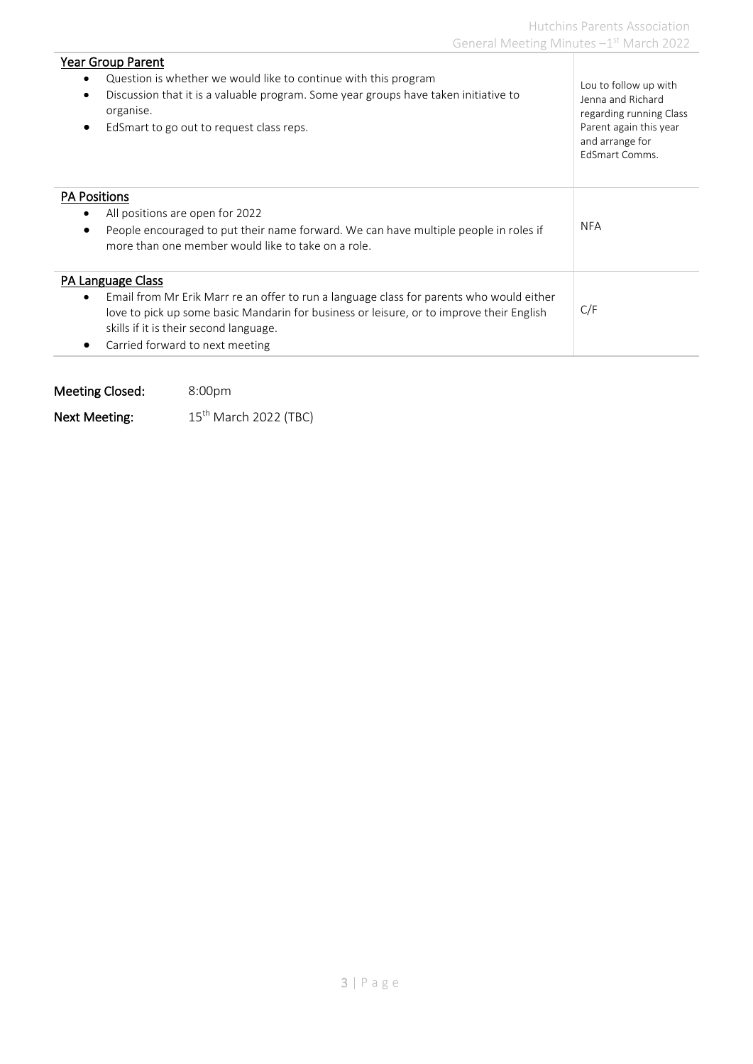| | |
|---|---|
| <u>Year Group Parent</u><br>• Question is whether we would like to continue with this program<br>• Discussion that it is a valuable program. Some year groups have taken initiative to organise.<br>• EdSmart to go out to request class reps. | Lou to follow up with Jenna and Richard regarding running Class Parent again this year and arrange for EdSmart Comms. |
| <u>PA Positions</u><br>• All positions are open for 2022<br>• People encouraged to put their name forward. We can have multiple people in roles if more than one member would like to take on a role. | NFA |
| <u>PA Language Class</u><br>• Email from Mr Erik Marr re an offer to run a language class for parents who would either love to pick up some basic Mandarin for business or leisure, or to improve their English skills if it is their second language.<br>• Carried forward to next meeting | C/F |

**Meeting Closed:** 8:00pm

**Next Meeting:** 15th March 2022 (TBC)